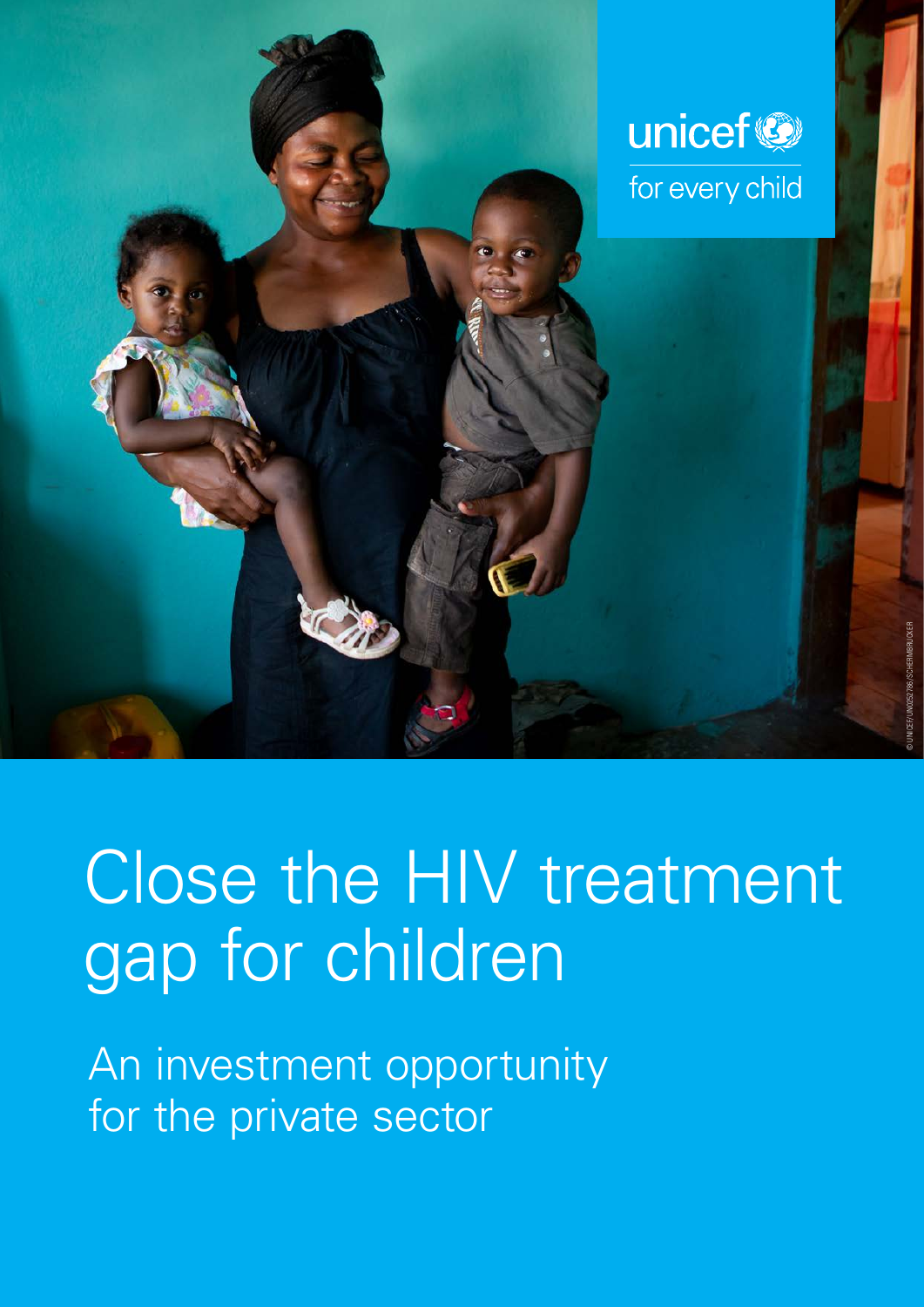unicef
for every child

© UNICEF/UN0252786/SCHERMBRUCKER

# Close the HIV treatment gap for children

## An investment opportunity for the private sector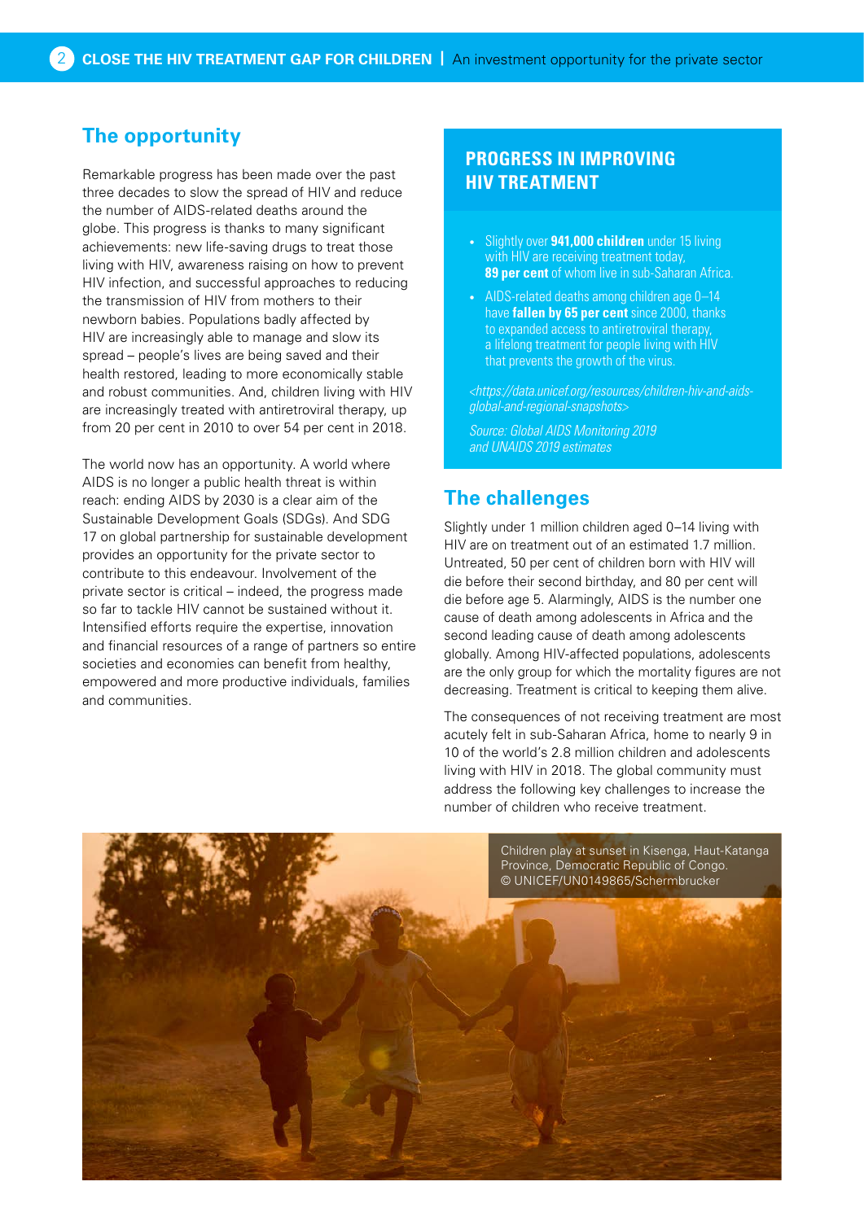## The opportunity

Remarkable progress has been made over the past three decades to slow the spread of HIV and reduce the number of AIDS-related deaths around the globe. This progress is thanks to many significant achievements: new life-saving drugs to treat those living with HIV, awareness raising on how to prevent HIV infection, and successful approaches to reducing the transmission of HIV from mothers to their newborn babies. Populations badly affected by HIV are increasingly able to manage and slow its spread – people's lives are being saved and their health restored, leading to more economically stable and robust communities. And, children living with HIV are increasingly treated with antiretroviral therapy, up from 20 per cent in 2010 to over 54 per cent in 2018.

The world now has an opportunity. A world where AIDS is no longer a public health threat is within reach: ending AIDS by 2030 is a clear aim of the Sustainable Development Goals (SDGs). And SDG 17 on global partnership for sustainable development provides an opportunity for the private sector to contribute to this endeavour. Involvement of the private sector is critical – indeed, the progress made so far to tackle HIV cannot be sustained without it. Intensified efforts require the expertise, innovation and financial resources of a range of partners so entire societies and economies can benefit from healthy, empowered and more productive individuals, families and communities.

### PROGRESS IN IMPROVING HIV TREATMENT

- Slightly over **941,000 children** under 15 living with HIV are receiving treatment today, **89 per cent** of whom live in sub-Saharan Africa.
- AIDS-related deaths among children age 0–14 have **fallen by 65 per cent** since 2000, thanks to expanded access to antiretroviral therapy, a lifelong treatment for people living with HIV that prevents the growth of the virus.

*<https://data.unicef.org/resources/children-hiv-and-aids-global-and-regional-snapshots>*

*Source: Global AIDS Monitoring 2019 and UNAIDS 2019 estimates*

## The challenges

Slightly under 1 million children aged 0–14 living with HIV are on treatment out of an estimated 1.7 million. Untreated, 50 per cent of children born with HIV will die before their second birthday, and 80 per cent will die before age 5. Alarmingly, AIDS is the number one cause of death among adolescents in Africa and the second leading cause of death among adolescents globally. Among HIV-affected populations, adolescents are the only group for which the mortality figures are not decreasing. Treatment is critical to keeping them alive.

The consequences of not receiving treatment are most acutely felt in sub-Saharan Africa, home to nearly 9 in 10 of the world's 2.8 million children and adolescents living with HIV in 2018. The global community must address the following key challenges to increase the number of children who receive treatment.

Children play at sunset in Kisenga, Haut-Katanga Province, Democratic Republic of Congo. © UNICEF/UN0149865/Schermbrucker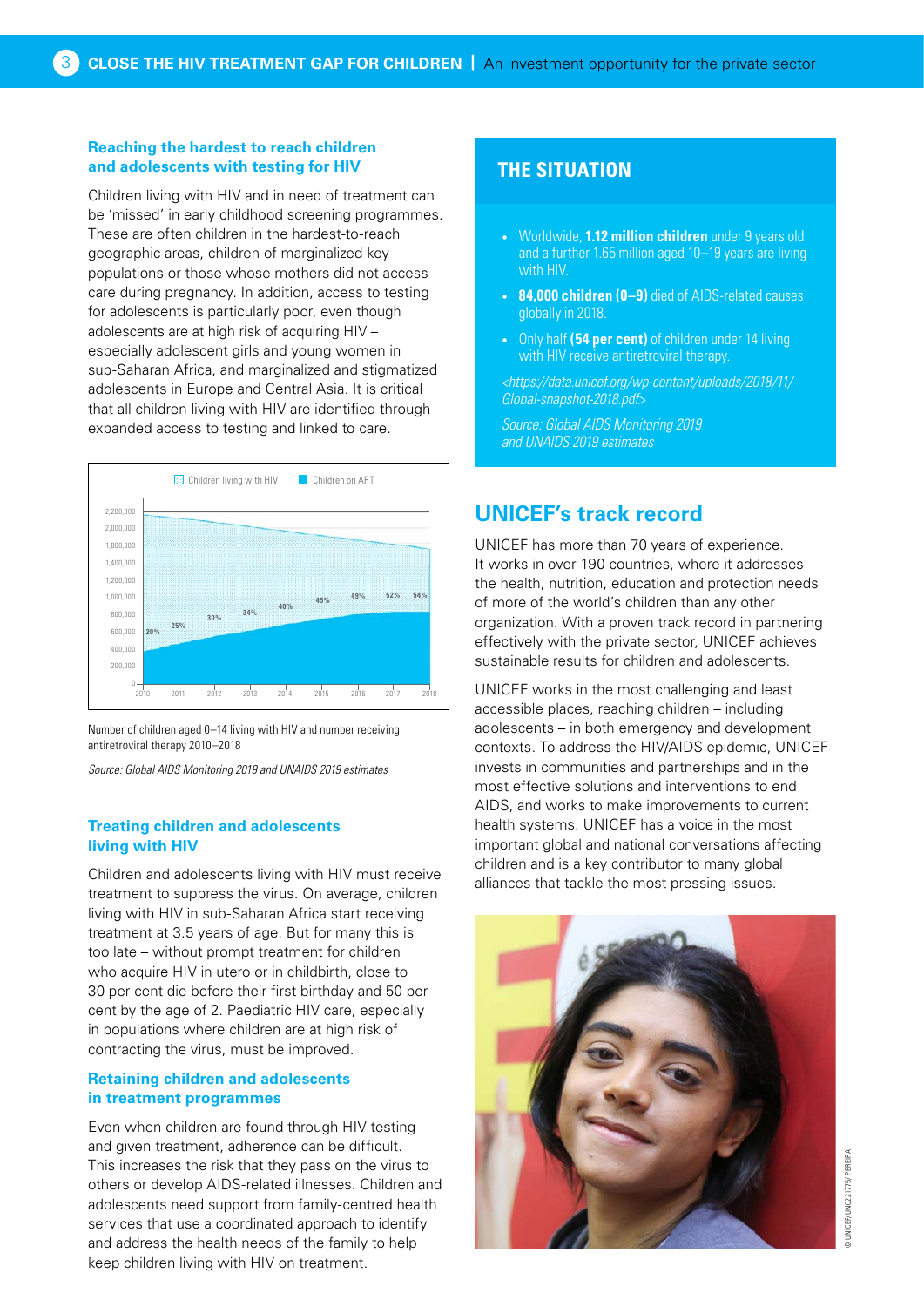### Reaching the hardest to reach children and adolescents with testing for HIV

Children living with HIV and in need of treatment can be 'missed' in early childhood screening programmes. These are often children in the hardest-to-reach geographic areas, children of marginalized key populations or those whose mothers did not access care during pregnancy. In addition, access to testing for adolescents is particularly poor, even though adolescents are at high risk of acquiring HIV – especially adolescent girls and young women in sub-Saharan Africa, and marginalized and stigmatized adolescents in Europe and Central Asia. It is critical that all children living with HIV are identified through expanded access to testing and linked to care.

Number of children aged 0–14 living with HIV and number receiving antiretroviral therapy 2010–2018

*Source: Global AIDS Monitoring 2019 and UNAIDS 2019 estimates*

### Treating children and adolescents living with HIV

Children and adolescents living with HIV must receive treatment to suppress the virus. On average, children living with HIV in sub-Saharan Africa start receiving treatment at 3.5 years of age. But for many this is too late – without prompt treatment for children who acquire HIV in utero or in childbirth, close to 30 per cent die before their first birthday and 50 per cent by the age of 2. Paediatric HIV care, especially in populations where children are at high risk of contracting the virus, must be improved.

### Retaining children and adolescents in treatment programmes

Even when children are found through HIV testing and given treatment, adherence can be difficult. This increases the risk that they pass on the virus to others or develop AIDS-related illnesses. Children and adolescents need support from family-centred health services that use a coordinated approach to identify and address the health needs of the family to help keep children living with HIV on treatment.

## THE SITUATION

- Worldwide, **1.12 million children** under 9 years old and a further 1.65 million aged 10–19 years are living with HIV.
- **84,000 children (0–9)** died of AIDS-related causes globally in 2018.
- Only half **(54 per cent)** of children under 14 living with HIV receive antiretroviral therapy.

*<https://data.unicef.org/wp-content/uploads/2018/11/Global-snapshot-2018.pdf>*

*Source: Global AIDS Monitoring 2019 and UNAIDS 2019 estimates*

## UNICEF's track record

UNICEF has more than 70 years of experience. It works in over 190 countries, where it addresses the health, nutrition, education and protection needs of more of the world's children than any other organization. With a proven track record in partnering effectively with the private sector, UNICEF achieves sustainable results for children and adolescents.

UNICEF works in the most challenging and least accessible places, reaching children – including adolescents – in both emergency and development contexts. To address the HIV/AIDS epidemic, UNICEF invests in communities and partnerships and in the most effective solutions and interventions to end AIDS, and works to make improvements to current health systems. UNICEF has a voice in the most important global and national conversations affecting children and is a key contributor to many global alliances that tackle the most pressing issues.

© UNICEF/UN0221775/PEREIRA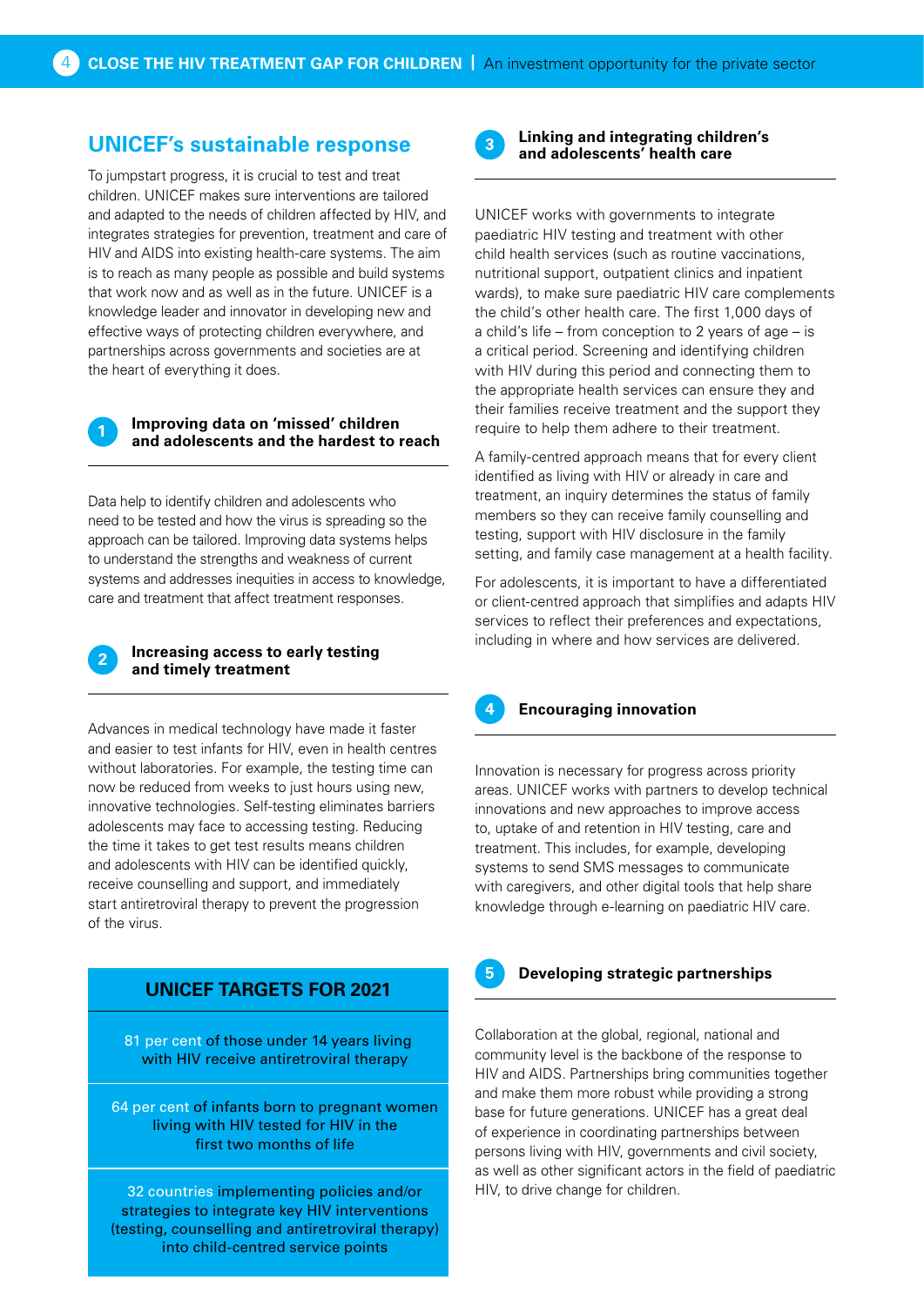## UNICEF's sustainable response

To jumpstart progress, it is crucial to test and treat children. UNICEF makes sure interventions are tailored and adapted to the needs of children affected by HIV, and integrates strategies for prevention, treatment and care of HIV and AIDS into existing health-care systems. The aim is to reach as many people as possible and build systems that work now and as well as in the future. UNICEF is a knowledge leader and innovator in developing new and effective ways of protecting children everywhere, and partnerships across governments and societies are at the heart of everything it does.

### 1 Improving data on 'missed' children and adolescents and the hardest to reach

Data help to identify children and adolescents who need to be tested and how the virus is spreading so the approach can be tailored. Improving data systems helps to understand the strengths and weakness of current systems and addresses inequities in access to knowledge, care and treatment that affect treatment responses.

### 2 Increasing access to early testing and timely treatment

Advances in medical technology have made it faster and easier to test infants for HIV, even in health centres without laboratories. For example, the testing time can now be reduced from weeks to just hours using new, innovative technologies. Self-testing eliminates barriers adolescents may face to accessing testing. Reducing the time it takes to get test results means children and adolescents with HIV can be identified quickly, receive counselling and support, and immediately start antiretroviral therapy to prevent the progression of the virus.

**UNICEF TARGETS FOR 2021**

- 81 per cent of those under 14 years living with HIV receive antiretroviral therapy
- 64 per cent of infants born to pregnant women living with HIV tested for HIV in the first two months of life
- 32 countries implementing policies and/or strategies to integrate key HIV interventions (testing, counselling and antiretroviral therapy) into child-centred service points

### 3 Linking and integrating children's and adolescents' health care

UNICEF works with governments to integrate paediatric HIV testing and treatment with other child health services (such as routine vaccinations, nutritional support, outpatient clinics and inpatient wards), to make sure paediatric HIV care complements the child's other health care. The first 1,000 days of a child's life – from conception to 2 years of age – is a critical period. Screening and identifying children with HIV during this period and connecting them to the appropriate health services can ensure they and their families receive treatment and the support they require to help them adhere to their treatment.

A family-centred approach means that for every client identified as living with HIV or already in care and treatment, an inquiry determines the status of family members so they can receive family counselling and testing, support with HIV disclosure in the family setting, and family case management at a health facility.

For adolescents, it is important to have a differentiated or client-centred approach that simplifies and adapts HIV services to reflect their preferences and expectations, including in where and how services are delivered.

### 4 Encouraging innovation

Innovation is necessary for progress across priority areas. UNICEF works with partners to develop technical innovations and new approaches to improve access to, uptake of and retention in HIV testing, care and treatment. This includes, for example, developing systems to send SMS messages to communicate with caregivers, and other digital tools that help share knowledge through e-learning on paediatric HIV care.

### 5 Developing strategic partnerships

Collaboration at the global, regional, national and community level is the backbone of the response to HIV and AIDS. Partnerships bring communities together and make them more robust while providing a strong base for future generations. UNICEF has a great deal of experience in coordinating partnerships between persons living with HIV, governments and civil society, as well as other significant actors in the field of paediatric HIV, to drive change for children.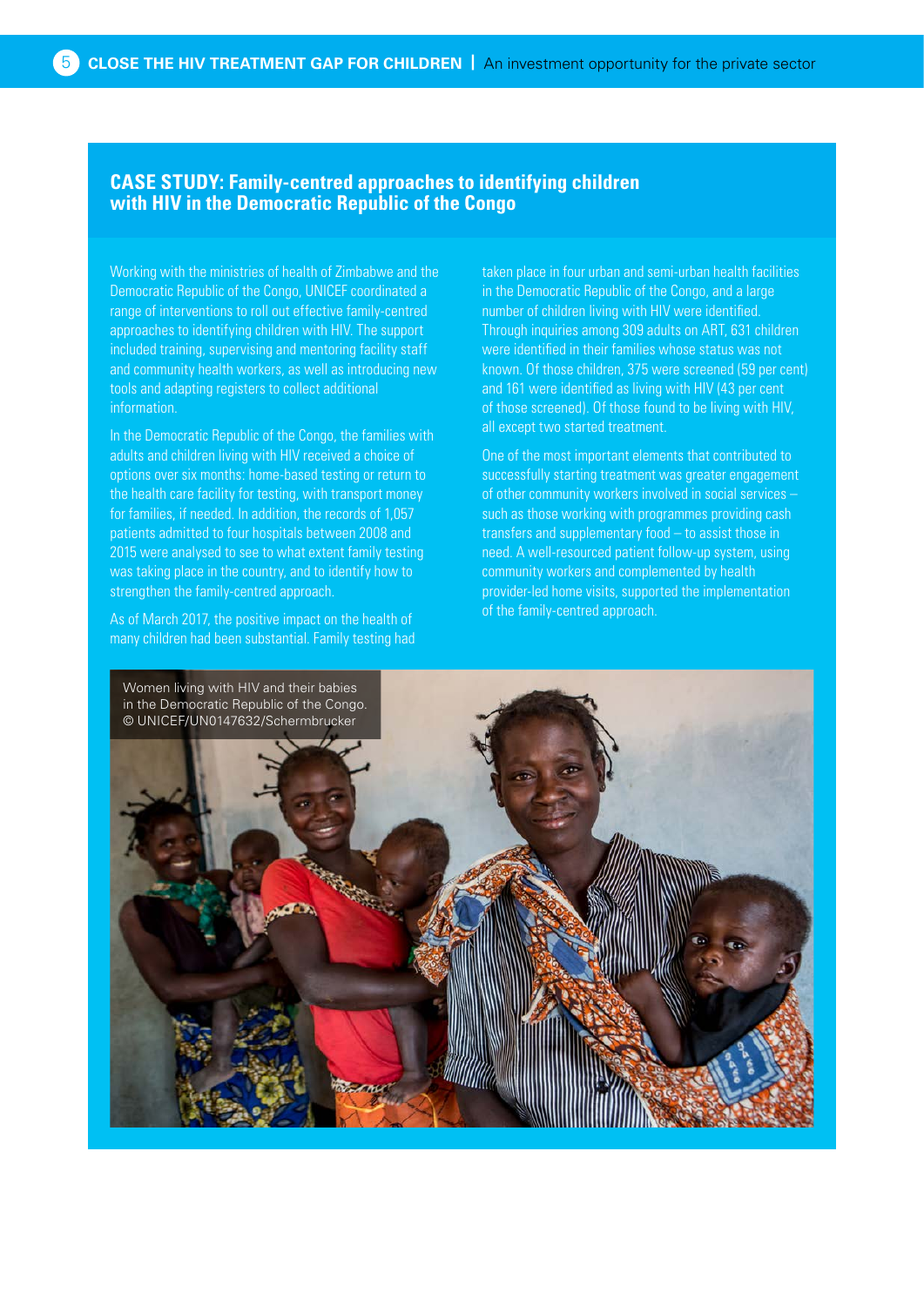## CASE STUDY: Family-centred approaches to identifying children with HIV in the Democratic Republic of the Congo

Working with the ministries of health of Zimbabwe and the Democratic Republic of the Congo, UNICEF coordinated a range of interventions to roll out effective family-centred approaches to identifying children with HIV. The support included training, supervising and mentoring facility staff and community health workers, as well as introducing new tools and adapting registers to collect additional information.

In the Democratic Republic of the Congo, the families with adults and children living with HIV received a choice of options over six months: home-based testing or return to the health care facility for testing, with transport money for families, if needed. In addition, the records of 1,057 patients admitted to four hospitals between 2008 and 2015 were analysed to see to what extent family testing was taking place in the country, and to identify how to strengthen the family-centred approach.

As of March 2017, the positive impact on the health of many children had been substantial. Family testing had taken place in four urban and semi-urban health facilities in the Democratic Republic of the Congo, and a large number of children living with HIV were identified. Through inquiries among 309 adults on ART, 631 children were identified in their families whose status was not known. Of those children, 375 were screened (59 per cent) and 161 were identified as living with HIV (43 per cent of those screened). Of those found to be living with HIV, all except two started treatment.

One of the most important elements that contributed to successfully starting treatment was greater engagement of other community workers involved in social services – such as those working with programmes providing cash transfers and supplementary food – to assist those in need. A well-resourced patient follow-up system, using community workers and complemented by health provider-led home visits, supported the implementation of the family-centred approach.

Women living with HIV and their babies in the Democratic Republic of the Congo.
© UNICEF/UN0147632/Schermbrucker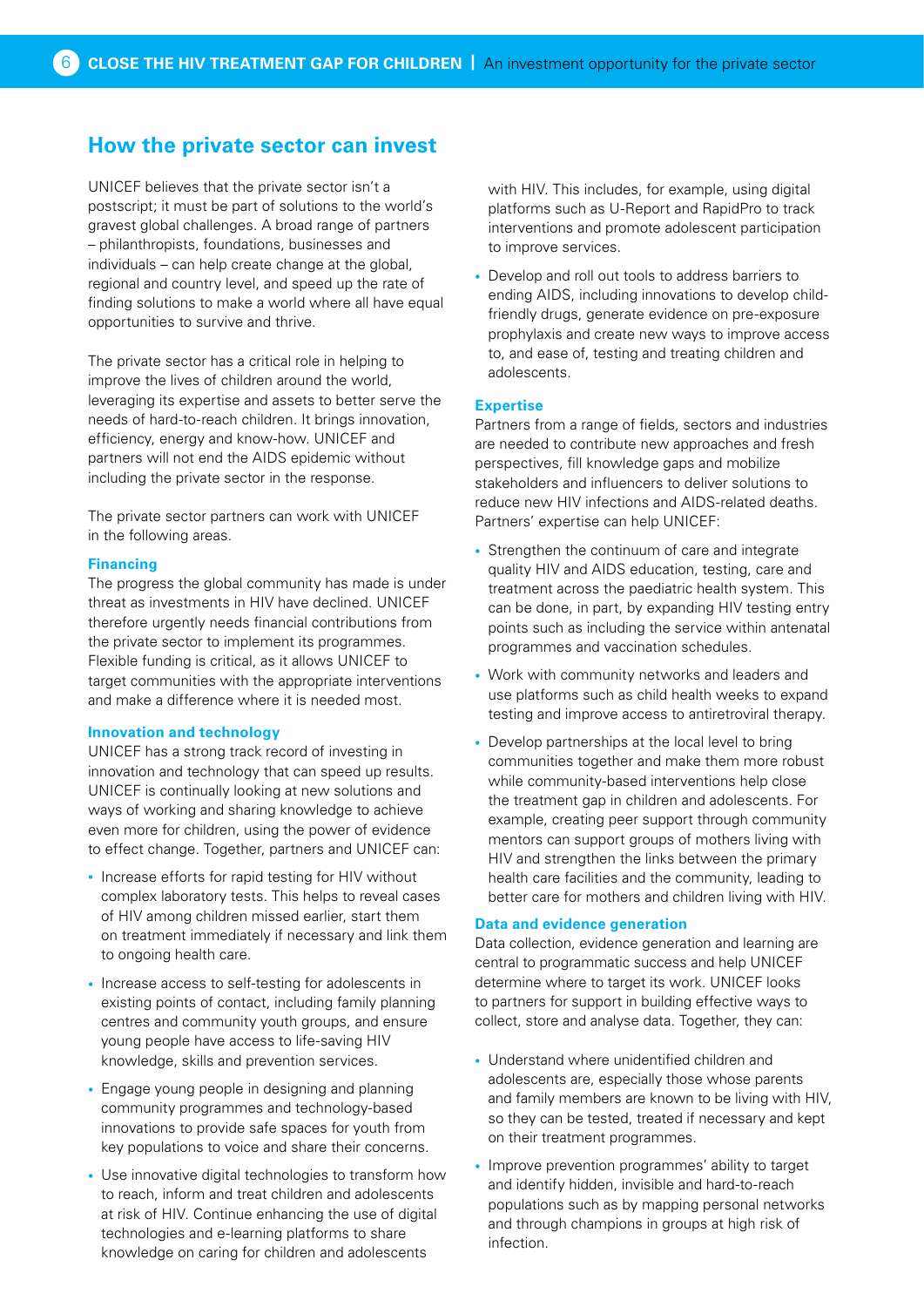## How the private sector can invest

UNICEF believes that the private sector isn't a postscript; it must be part of solutions to the world's gravest global challenges. A broad range of partners – philanthropists, foundations, businesses and individuals – can help create change at the global, regional and country level, and speed up the rate of finding solutions to make a world where all have equal opportunities to survive and thrive.

The private sector has a critical role in helping to improve the lives of children around the world, leveraging its expertise and assets to better serve the needs of hard-to-reach children. It brings innovation, efficiency, energy and know-how. UNICEF and partners will not end the AIDS epidemic without including the private sector in the response.

The private sector partners can work with UNICEF in the following areas.

### Financing

The progress the global community has made is under threat as investments in HIV have declined. UNICEF therefore urgently needs financial contributions from the private sector to implement its programmes. Flexible funding is critical, as it allows UNICEF to target communities with the appropriate interventions and make a difference where it is needed most.

### Innovation and technology

UNICEF has a strong track record of investing in innovation and technology that can speed up results. UNICEF is continually looking at new solutions and ways of working and sharing knowledge to achieve even more for children, using the power of evidence to effect change. Together, partners and UNICEF can:

- Increase efforts for rapid testing for HIV without complex laboratory tests. This helps to reveal cases of HIV among children missed earlier, start them on treatment immediately if necessary and link them to ongoing health care.
- Increase access to self-testing for adolescents in existing points of contact, including family planning centres and community youth groups, and ensure young people have access to life-saving HIV knowledge, skills and prevention services.
- Engage young people in designing and planning community programmes and technology-based innovations to provide safe spaces for youth from key populations to voice and share their concerns.
- Use innovative digital technologies to transform how to reach, inform and treat children and adolescents at risk of HIV. Continue enhancing the use of digital technologies and e-learning platforms to share knowledge on caring for children and adolescents with HIV. This includes, for example, using digital platforms such as U-Report and RapidPro to track interventions and promote adolescent participation to improve services.
- Develop and roll out tools to address barriers to ending AIDS, including innovations to develop child-friendly drugs, generate evidence on pre-exposure prophylaxis and create new ways to improve access to, and ease of, testing and treating children and adolescents.

### Expertise

Partners from a range of fields, sectors and industries are needed to contribute new approaches and fresh perspectives, fill knowledge gaps and mobilize stakeholders and influencers to deliver solutions to reduce new HIV infections and AIDS-related deaths. Partners' expertise can help UNICEF:

- Strengthen the continuum of care and integrate quality HIV and AIDS education, testing, care and treatment across the paediatric health system. This can be done, in part, by expanding HIV testing entry points such as including the service within antenatal programmes and vaccination schedules.
- Work with community networks and leaders and use platforms such as child health weeks to expand testing and improve access to antiretroviral therapy.
- Develop partnerships at the local level to bring communities together and make them more robust while community-based interventions help close the treatment gap in children and adolescents. For example, creating peer support through community mentors can support groups of mothers living with HIV and strengthen the links between the primary health care facilities and the community, leading to better care for mothers and children living with HIV.

### Data and evidence generation

Data collection, evidence generation and learning are central to programmatic success and help UNICEF determine where to target its work. UNICEF looks to partners for support in building effective ways to collect, store and analyse data. Together, they can:

- Understand where unidentified children and adolescents are, especially those whose parents and family members are known to be living with HIV, so they can be tested, treated if necessary and kept on their treatment programmes.
- Improve prevention programmes' ability to target and identify hidden, invisible and hard-to-reach populations such as by mapping personal networks and through champions in groups at high risk of infection.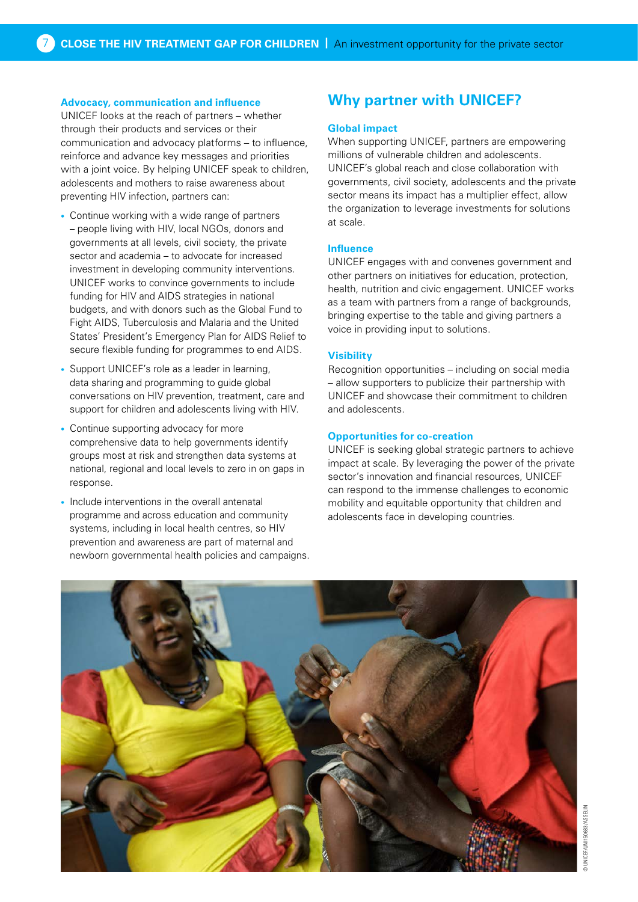### Advocacy, communication and influence

UNICEF looks at the reach of partners – whether through their products and services or their communication and advocacy platforms – to influence, reinforce and advance key messages and priorities with a joint voice. By helping UNICEF speak to children, adolescents and mothers to raise awareness about preventing HIV infection, partners can:

- Continue working with a wide range of partners – people living with HIV, local NGOs, donors and governments at all levels, civil society, the private sector and academia – to advocate for increased investment in developing community interventions. UNICEF works to convince governments to include funding for HIV and AIDS strategies in national budgets, and with donors such as the Global Fund to Fight AIDS, Tuberculosis and Malaria and the United States' President's Emergency Plan for AIDS Relief to secure flexible funding for programmes to end AIDS.
- Support UNICEF's role as a leader in learning, data sharing and programming to guide global conversations on HIV prevention, treatment, care and support for children and adolescents living with HIV.
- Continue supporting advocacy for more comprehensive data to help governments identify groups most at risk and strengthen data systems at national, regional and local levels to zero in on gaps in response.
- Include interventions in the overall antenatal programme and across education and community systems, including in local health centres, so HIV prevention and awareness are part of maternal and newborn governmental health policies and campaigns.

## Why partner with UNICEF?

### Global impact

When supporting UNICEF, partners are empowering millions of vulnerable children and adolescents. UNICEF's global reach and close collaboration with governments, civil society, adolescents and the private sector means its impact has a multiplier effect, allow the organization to leverage investments for solutions at scale.

### Influence

UNICEF engages with and convenes government and other partners on initiatives for education, protection, health, nutrition and civic engagement. UNICEF works as a team with partners from a range of backgrounds, bringing expertise to the table and giving partners a voice in providing input to solutions.

### Visibility

Recognition opportunities – including on social media – allow supporters to publicize their partnership with UNICEF and showcase their commitment to children and adolescents.

### Opportunities for co-creation

UNICEF is seeking global strategic partners to achieve impact at scale. By leveraging the power of the private sector's innovation and financial resources, UNICEF can respond to the immense challenges to economic mobility and equitable opportunity that children and adolescents face in developing countries.

© UNICEF/UNI150683/ASSELIN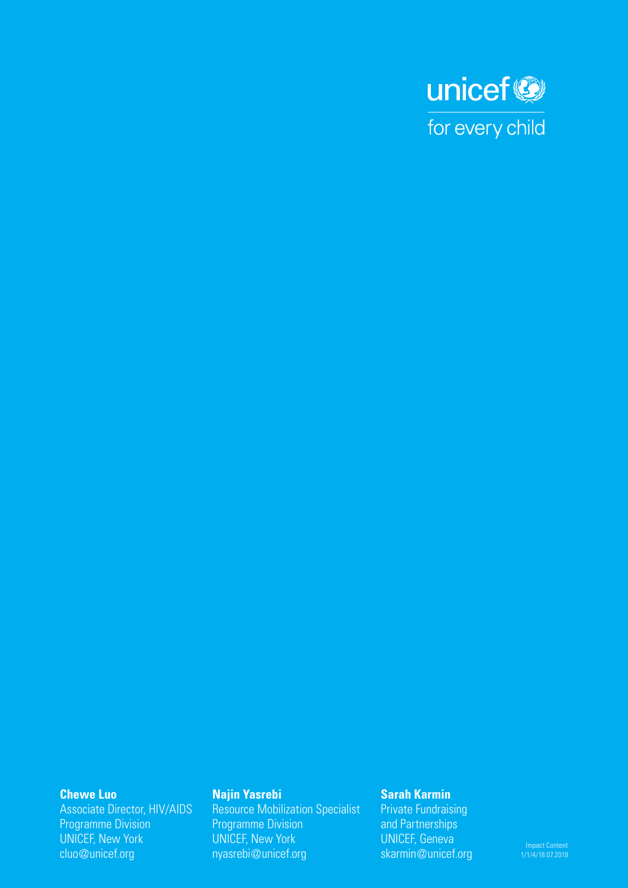unicef
for every child

**Chewe Luo**
Associate Director, HIV/AIDS
Programme Division
UNICEF, New York
cluo@unicef.org

**Najin Yasrebi**
Resource Mobilization Specialist
Programme Division
UNICEF, New York
nyasrebi@unicef.org

**Sarah Karmin**
Private Fundraising
and Partnerships
UNICEF, Geneva
skarmin@unicef.org

Impact Content
1/1/4/18.07.2019